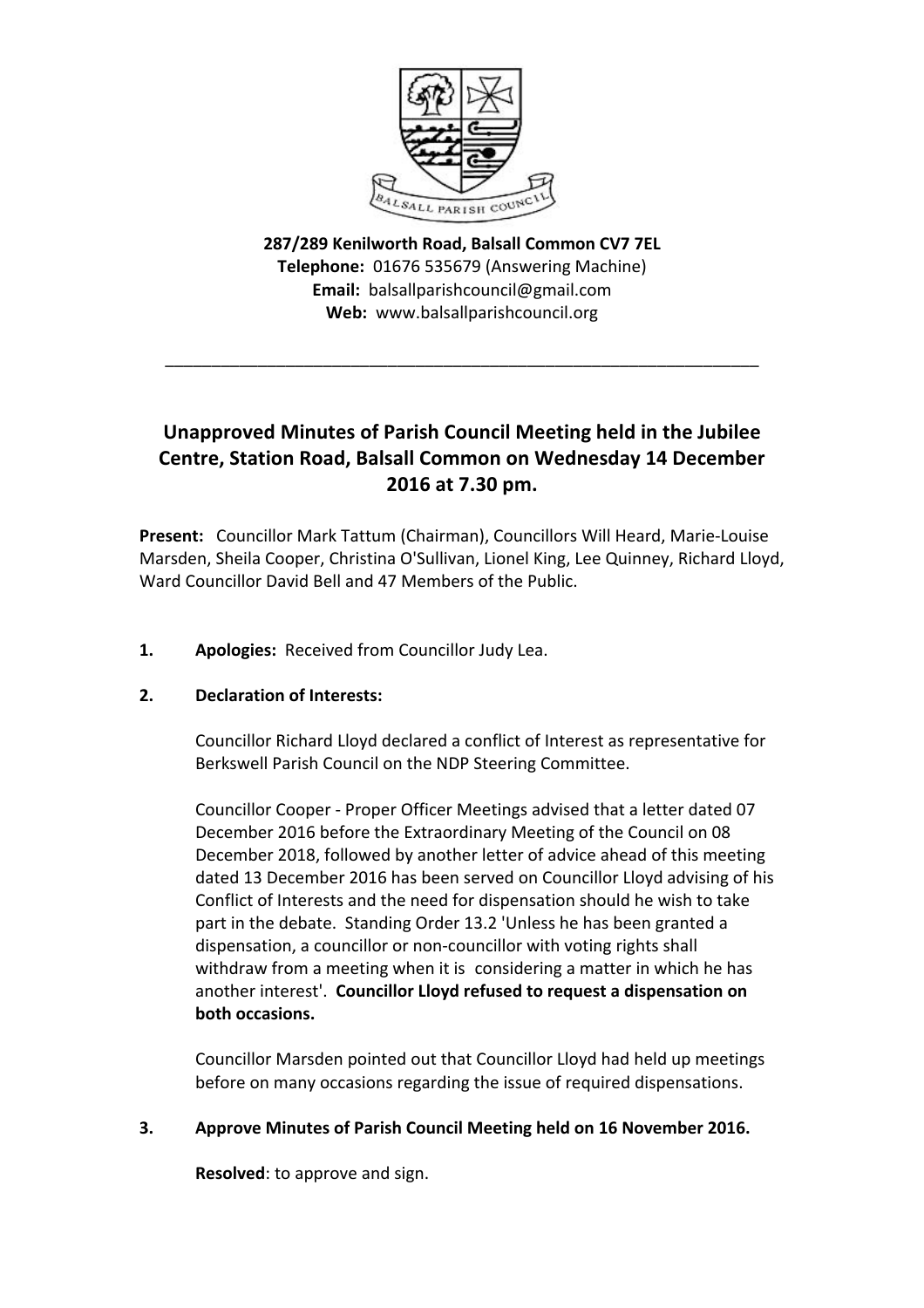**287/289 Kenilworth Road, Balsall Common CV7 7EL**
**Telephone:** 01676 535679 (Answering Machine)
**Email:** balsallparishcouncil@gmail.com
**Web:** www.balsallparishcouncil.org

---

# Unapproved Minutes of Parish Council Meeting held in the Jubilee Centre, Station Road, Balsall Common on Wednesday 14 December 2016 at 7.30 pm.

**Present:** Councillor Mark Tattum (Chairman), Councillors Will Heard, Marie-Louise Marsden, Sheila Cooper, Christina O'Sullivan, Lionel King, Lee Quinney, Richard Lloyd, Ward Councillor David Bell and 47 Members of the Public.

**1. Apologies:** Received from Councillor Judy Lea.

**2. Declaration of Interests:**

Councillor Richard Lloyd declared a conflict of Interest as representative for Berkswell Parish Council on the NDP Steering Committee.

Councillor Cooper - Proper Officer Meetings advised that a letter dated 07 December 2016 before the Extraordinary Meeting of the Council on 08 December 2018, followed by another letter of advice ahead of this meeting dated 13 December 2016 has been served on Councillor Lloyd advising of his Conflict of Interests and the need for dispensation should he wish to take part in the debate. Standing Order 13.2 'Unless he has been granted a dispensation, a councillor or non-councillor with voting rights shall withdraw from a meeting when it is considering a matter in which he has another interest'. **Councillor Lloyd refused to request a dispensation on both occasions.**

Councillor Marsden pointed out that Councillor Lloyd had held up meetings before on many occasions regarding the issue of required dispensations.

**3. Approve Minutes of Parish Council Meeting held on 16 November 2016.**

**Resolved**: to approve and sign.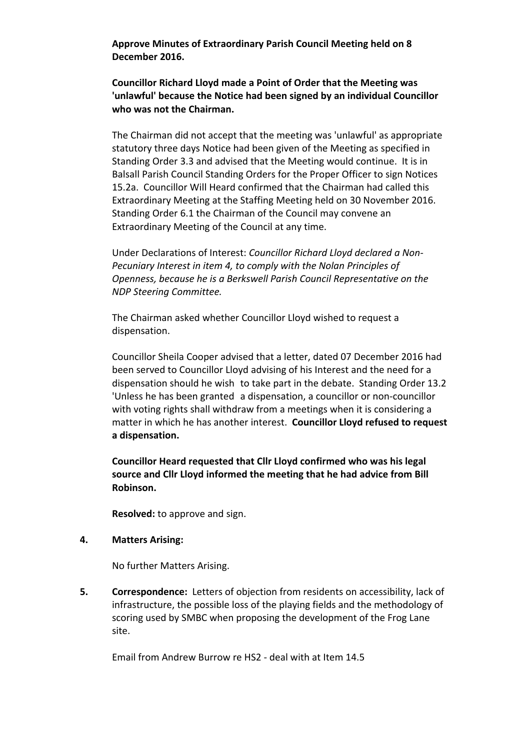**Approve Minutes of Extraordinary Parish Council Meeting held on 8 December 2016.**

**Councillor Richard Lloyd made a Point of Order that the Meeting was 'unlawful' because the Notice had been signed by an individual Councillor who was not the Chairman.**

The Chairman did not accept that the meeting was 'unlawful' as appropriate statutory three days Notice had been given of the Meeting as specified in Standing Order 3.3 and advised that the Meeting would continue. It is in Balsall Parish Council Standing Orders for the Proper Officer to sign Notices 15.2a. Councillor Will Heard confirmed that the Chairman had called this Extraordinary Meeting at the Staffing Meeting held on 30 November 2016. Standing Order 6.1 the Chairman of the Council may convene an Extraordinary Meeting of the Council at any time.

Under Declarations of Interest: *Councillor Richard Lloyd declared a Non-Pecuniary Interest in item 4, to comply with the Nolan Principles of Openness, because he is a Berkswell Parish Council Representative on the NDP Steering Committee.*

The Chairman asked whether Councillor Lloyd wished to request a dispensation.

Councillor Sheila Cooper advised that a letter, dated 07 December 2016 had been served to Councillor Lloyd advising of his Interest and the need for a dispensation should he wish to take part in the debate. Standing Order 13.2 'Unless he has been granted a dispensation, a councillor or non-councillor with voting rights shall withdraw from a meetings when it is considering a matter in which he has another interest. **Councillor Lloyd refused to request a dispensation.**

**Councillor Heard requested that Cllr Lloyd confirmed who was his legal source and Cllr Lloyd informed the meeting that he had advice from Bill Robinson.**

**Resolved:** to approve and sign.

**4. Matters Arising:**

No further Matters Arising.

**5. Correspondence:** Letters of objection from residents on accessibility, lack of infrastructure, the possible loss of the playing fields and the methodology of scoring used by SMBC when proposing the development of the Frog Lane site.

Email from Andrew Burrow re HS2 - deal with at Item 14.5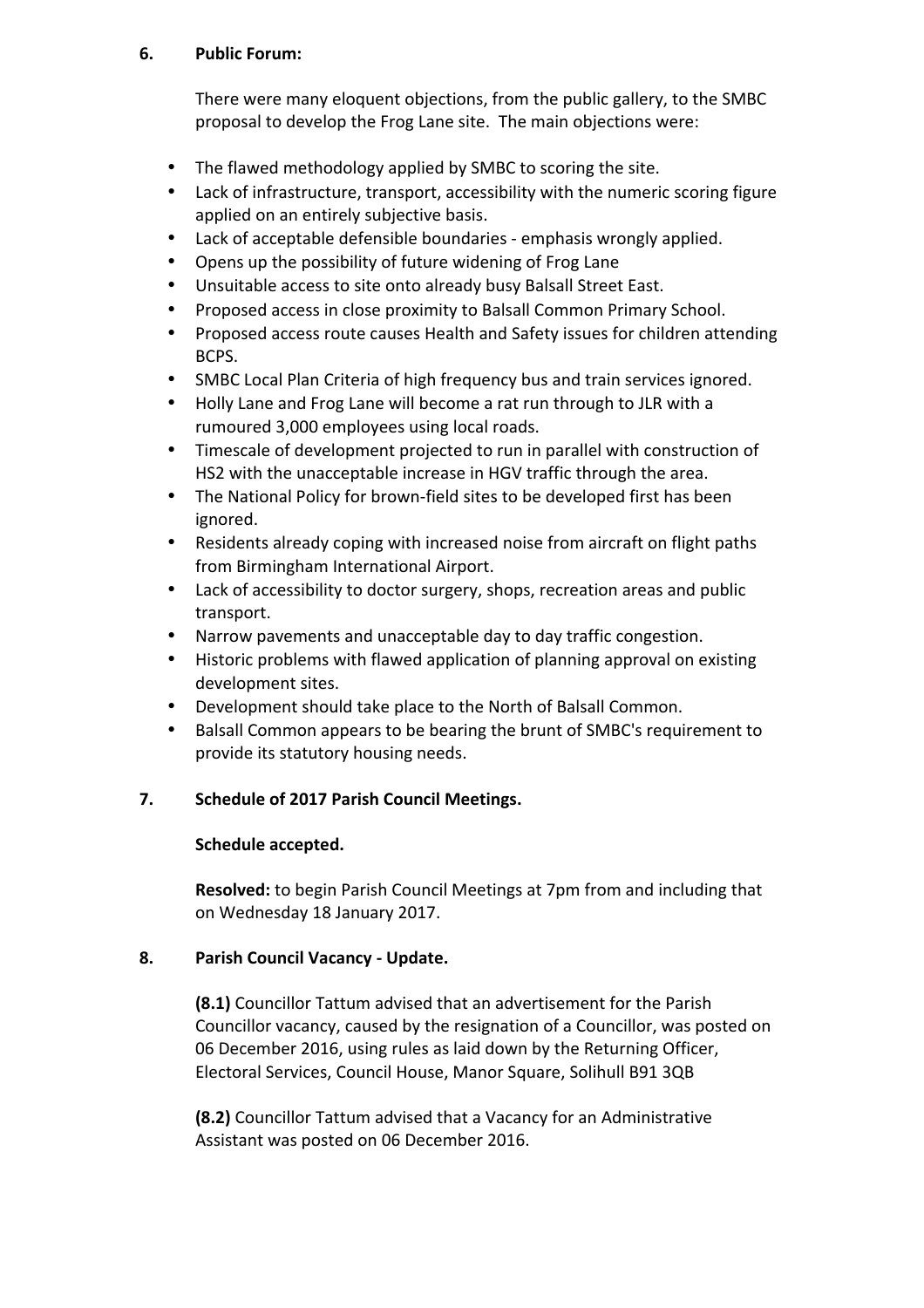## 6. Public Forum:

There were many eloquent objections, from the public gallery, to the SMBC proposal to develop the Frog Lane site. The main objections were:

- The flawed methodology applied by SMBC to scoring the site.
- Lack of infrastructure, transport, accessibility with the numeric scoring figure applied on an entirely subjective basis.
- Lack of acceptable defensible boundaries - emphasis wrongly applied.
- Opens up the possibility of future widening of Frog Lane
- Unsuitable access to site onto already busy Balsall Street East.
- Proposed access in close proximity to Balsall Common Primary School.
- Proposed access route causes Health and Safety issues for children attending BCPS.
- SMBC Local Plan Criteria of high frequency bus and train services ignored.
- Holly Lane and Frog Lane will become a rat run through to JLR with a rumoured 3,000 employees using local roads.
- Timescale of development projected to run in parallel with construction of HS2 with the unacceptable increase in HGV traffic through the area.
- The National Policy for brown-field sites to be developed first has been ignored.
- Residents already coping with increased noise from aircraft on flight paths from Birmingham International Airport.
- Lack of accessibility to doctor surgery, shops, recreation areas and public transport.
- Narrow pavements and unacceptable day to day traffic congestion.
- Historic problems with flawed application of planning approval on existing development sites.
- Development should take place to the North of Balsall Common.
- Balsall Common appears to be bearing the brunt of SMBC's requirement to provide its statutory housing needs.

## 7. Schedule of 2017 Parish Council Meetings.

**Schedule accepted.**

**Resolved:** to begin Parish Council Meetings at 7pm from and including that on Wednesday 18 January 2017.

## 8. Parish Council Vacancy - Update.

**(8.1)** Councillor Tattum advised that an advertisement for the Parish Councillor vacancy, caused by the resignation of a Councillor, was posted on 06 December 2016, using rules as laid down by the Returning Officer, Electoral Services, Council House, Manor Square, Solihull B91 3QB

**(8.2)** Councillor Tattum advised that a Vacancy for an Administrative Assistant was posted on 06 December 2016.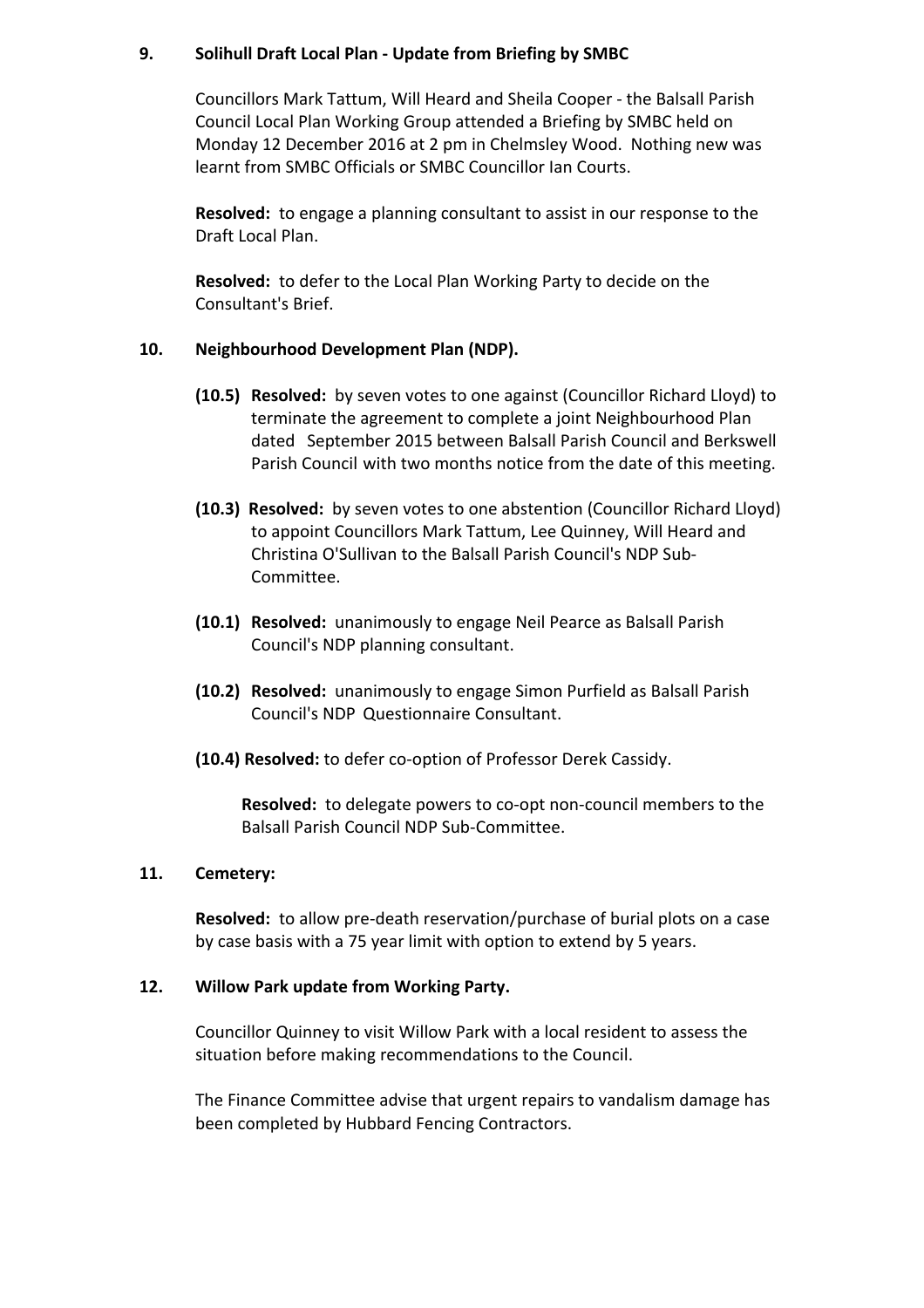**9. Solihull Draft Local Plan - Update from Briefing by SMBC**

Councillors Mark Tattum, Will Heard and Sheila Cooper - the Balsall Parish Council Local Plan Working Group attended a Briefing by SMBC held on Monday 12 December 2016 at 2 pm in Chelmsley Wood. Nothing new was learnt from SMBC Officials or SMBC Councillor Ian Courts.

**Resolved:** to engage a planning consultant to assist in our response to the Draft Local Plan.

**Resolved:** to defer to the Local Plan Working Party to decide on the Consultant's Brief.

**10. Neighbourhood Development Plan (NDP).**

**(10.5) Resolved:** by seven votes to one against (Councillor Richard Lloyd) to terminate the agreement to complete a joint Neighbourhood Plan dated September 2015 between Balsall Parish Council and Berkswell Parish Council with two months notice from the date of this meeting.

**(10.3) Resolved:** by seven votes to one abstention (Councillor Richard Lloyd) to appoint Councillors Mark Tattum, Lee Quinney, Will Heard and Christina O'Sullivan to the Balsall Parish Council's NDP Sub-Committee.

**(10.1) Resolved:** unanimously to engage Neil Pearce as Balsall Parish Council's NDP planning consultant.

**(10.2) Resolved:** unanimously to engage Simon Purfield as Balsall Parish Council's NDP Questionnaire Consultant.

**(10.4) Resolved:** to defer co-option of Professor Derek Cassidy.

**Resolved:** to delegate powers to co-opt non-council members to the Balsall Parish Council NDP Sub-Committee.

**11. Cemetery:**

**Resolved:** to allow pre-death reservation/purchase of burial plots on a case by case basis with a 75 year limit with option to extend by 5 years.

**12. Willow Park update from Working Party.**

Councillor Quinney to visit Willow Park with a local resident to assess the situation before making recommendations to the Council.

The Finance Committee advise that urgent repairs to vandalism damage has been completed by Hubbard Fencing Contractors.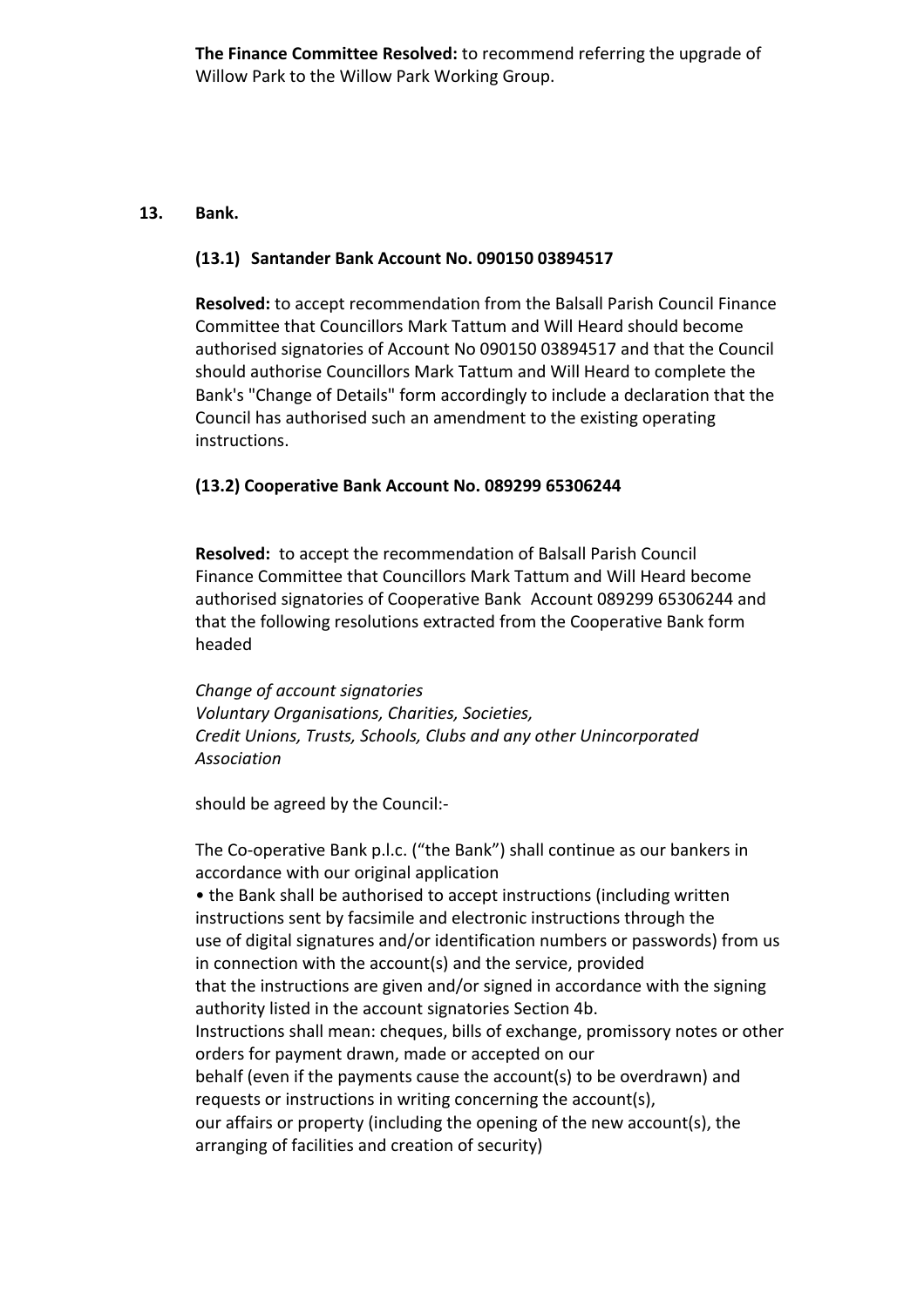**The Finance Committee Resolved:** to recommend referring the upgrade of Willow Park to the Willow Park Working Group.

## 13. Bank.

### (13.1) Santander Bank Account No. 090150 03894517

**Resolved:** to accept recommendation from the Balsall Parish Council Finance Committee that Councillors Mark Tattum and Will Heard should become authorised signatories of Account No 090150 03894517 and that the Council should authorise Councillors Mark Tattum and Will Heard to complete the Bank's "Change of Details" form accordingly to include a declaration that the Council has authorised such an amendment to the existing operating instructions.

### (13.2) Cooperative Bank Account No. 089299 65306244

**Resolved:** to accept the recommendation of Balsall Parish Council Finance Committee that Councillors Mark Tattum and Will Heard become authorised signatories of Cooperative Bank Account 089299 65306244 and that the following resolutions extracted from the Cooperative Bank form headed

*Change of account signatories*
*Voluntary Organisations, Charities, Societies,*
*Credit Unions, Trusts, Schools, Clubs and any other Unincorporated Association*

should be agreed by the Council:-

The Co-operative Bank p.l.c. ("the Bank") shall continue as our bankers in accordance with our original application

• the Bank shall be authorised to accept instructions (including written instructions sent by facsimile and electronic instructions through the use of digital signatures and/or identification numbers or passwords) from us in connection with the account(s) and the service, provided that the instructions are given and/or signed in accordance with the signing authority listed in the account signatories Section 4b.

Instructions shall mean: cheques, bills of exchange, promissory notes or other orders for payment drawn, made or accepted on our behalf (even if the payments cause the account(s) to be overdrawn) and requests or instructions in writing concerning the account(s), our affairs or property (including the opening of the new account(s), the arranging of facilities and creation of security)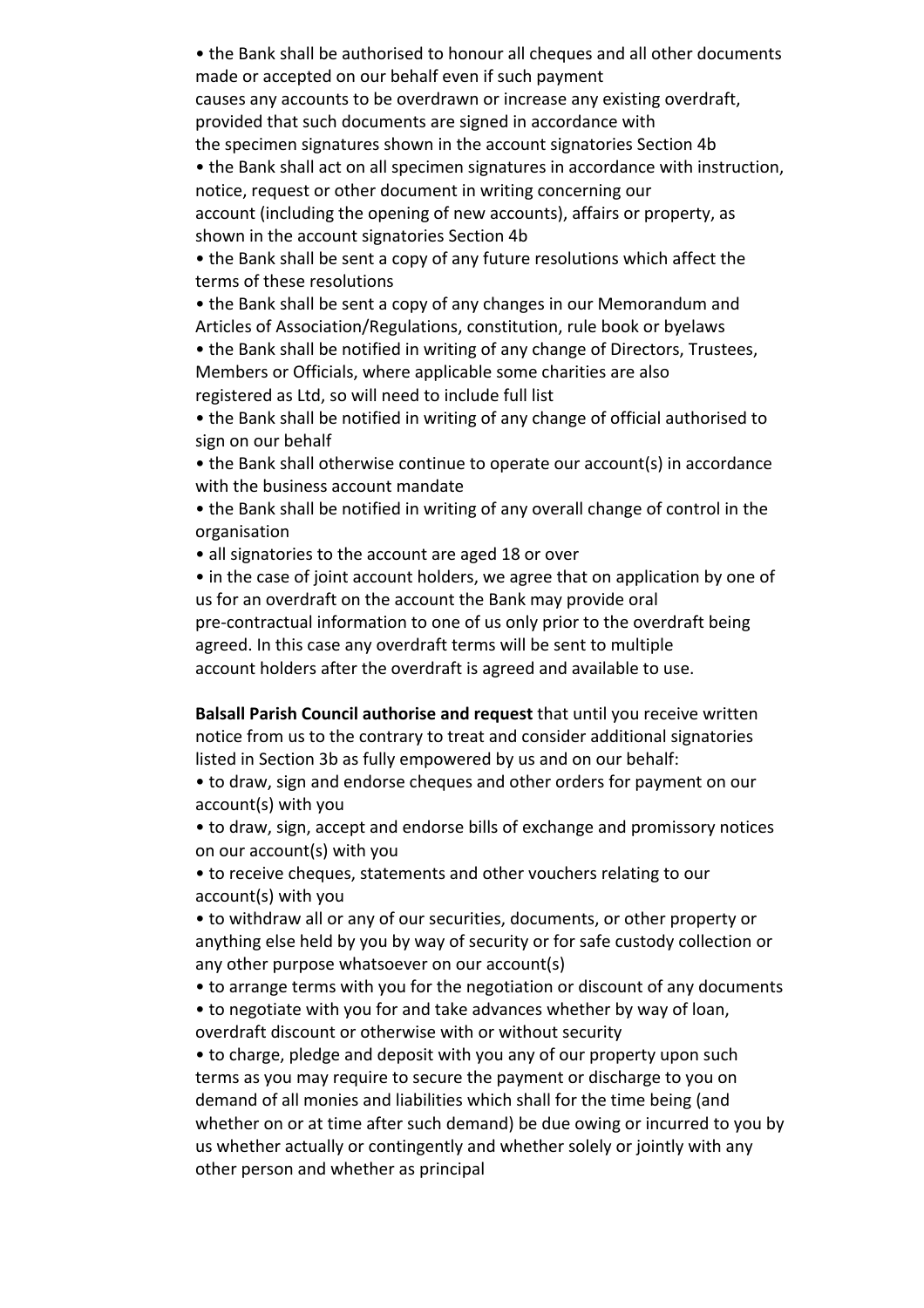- the Bank shall be authorised to honour all cheques and all other documents made or accepted on our behalf even if such payment causes any accounts to be overdrawn or increase any existing overdraft, provided that such documents are signed in accordance with the specimen signatures shown in the account signatories Section 4b
- the Bank shall act on all specimen signatures in accordance with instruction, notice, request or other document in writing concerning our account (including the opening of new accounts), affairs or property, as shown in the account signatories Section 4b
- the Bank shall be sent a copy of any future resolutions which affect the terms of these resolutions
- the Bank shall be sent a copy of any changes in our Memorandum and Articles of Association/Regulations, constitution, rule book or byelaws
- the Bank shall be notified in writing of any change of Directors, Trustees, Members or Officials, where applicable some charities are also registered as Ltd, so will need to include full list
- the Bank shall be notified in writing of any change of official authorised to sign on our behalf
- the Bank shall otherwise continue to operate our account(s) in accordance with the business account mandate
- the Bank shall be notified in writing of any overall change of control in the organisation
- all signatories to the account are aged 18 or over
- in the case of joint account holders, we agree that on application by one of us for an overdraft on the account the Bank may provide oral pre-contractual information to one of us only prior to the overdraft being agreed. In this case any overdraft terms will be sent to multiple account holders after the overdraft is agreed and available to use.

**Balsall Parish Council authorise and request** that until you receive written notice from us to the contrary to treat and consider additional signatories listed in Section 3b as fully empowered by us and on our behalf:

- to draw, sign and endorse cheques and other orders for payment on our account(s) with you
- to draw, sign, accept and endorse bills of exchange and promissory notices on our account(s) with you
- to receive cheques, statements and other vouchers relating to our account(s) with you
- to withdraw all or any of our securities, documents, or other property or anything else held by you by way of security or for safe custody collection or any other purpose whatsoever on our account(s)
- to arrange terms with you for the negotiation or discount of any documents
- to negotiate with you for and take advances whether by way of loan, overdraft discount or otherwise with or without security
- to charge, pledge and deposit with you any of our property upon such terms as you may require to secure the payment or discharge to you on demand of all monies and liabilities which shall for the time being (and whether on or at time after such demand) be due owing or incurred to you by us whether actually or contingently and whether solely or jointly with any other person and whether as principal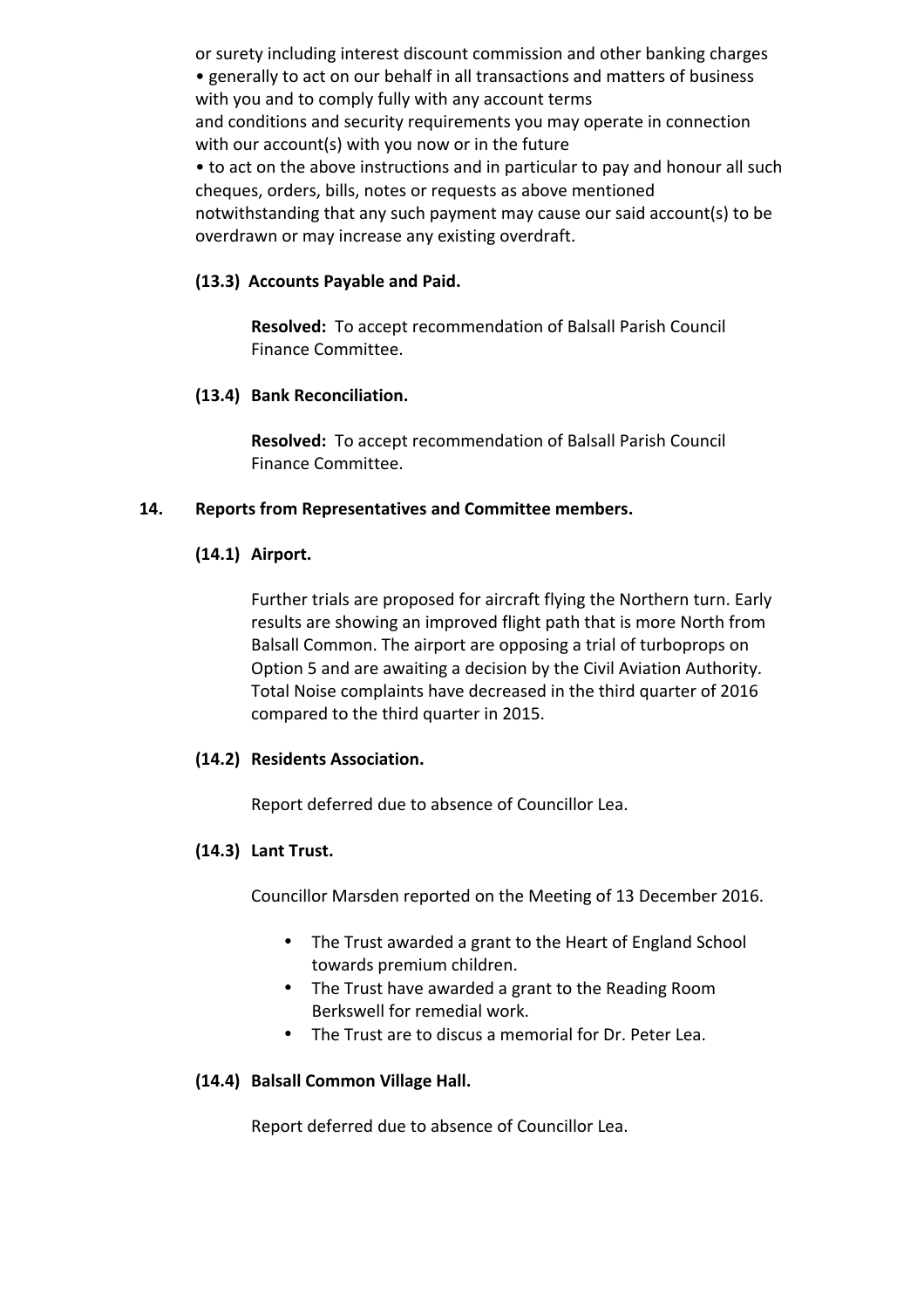or surety including interest discount commission and other banking charges
• generally to act on our behalf in all transactions and matters of business with you and to comply fully with any account terms and conditions and security requirements you may operate in connection with our account(s) with you now or in the future
• to act on the above instructions and in particular to pay and honour all such cheques, orders, bills, notes or requests as above mentioned notwithstanding that any such payment may cause our said account(s) to be overdrawn or may increase any existing overdraft.

**(13.3) Accounts Payable and Paid.**

**Resolved:** To accept recommendation of Balsall Parish Council Finance Committee.

**(13.4) Bank Reconciliation.**

**Resolved:** To accept recommendation of Balsall Parish Council Finance Committee.

**14. Reports from Representatives and Committee members.**

**(14.1) Airport.**

Further trials are proposed for aircraft flying the Northern turn. Early results are showing an improved flight path that is more North from Balsall Common. The airport are opposing a trial of turboprops on Option 5 and are awaiting a decision by the Civil Aviation Authority. Total Noise complaints have decreased in the third quarter of 2016 compared to the third quarter in 2015.

**(14.2) Residents Association.**

Report deferred due to absence of Councillor Lea.

**(14.3) Lant Trust.**

Councillor Marsden reported on the Meeting of 13 December 2016.

- The Trust awarded a grant to the Heart of England School towards premium children.
- The Trust have awarded a grant to the Reading Room Berkswell for remedial work.
- The Trust are to discus a memorial for Dr. Peter Lea.

**(14.4) Balsall Common Village Hall.**

Report deferred due to absence of Councillor Lea.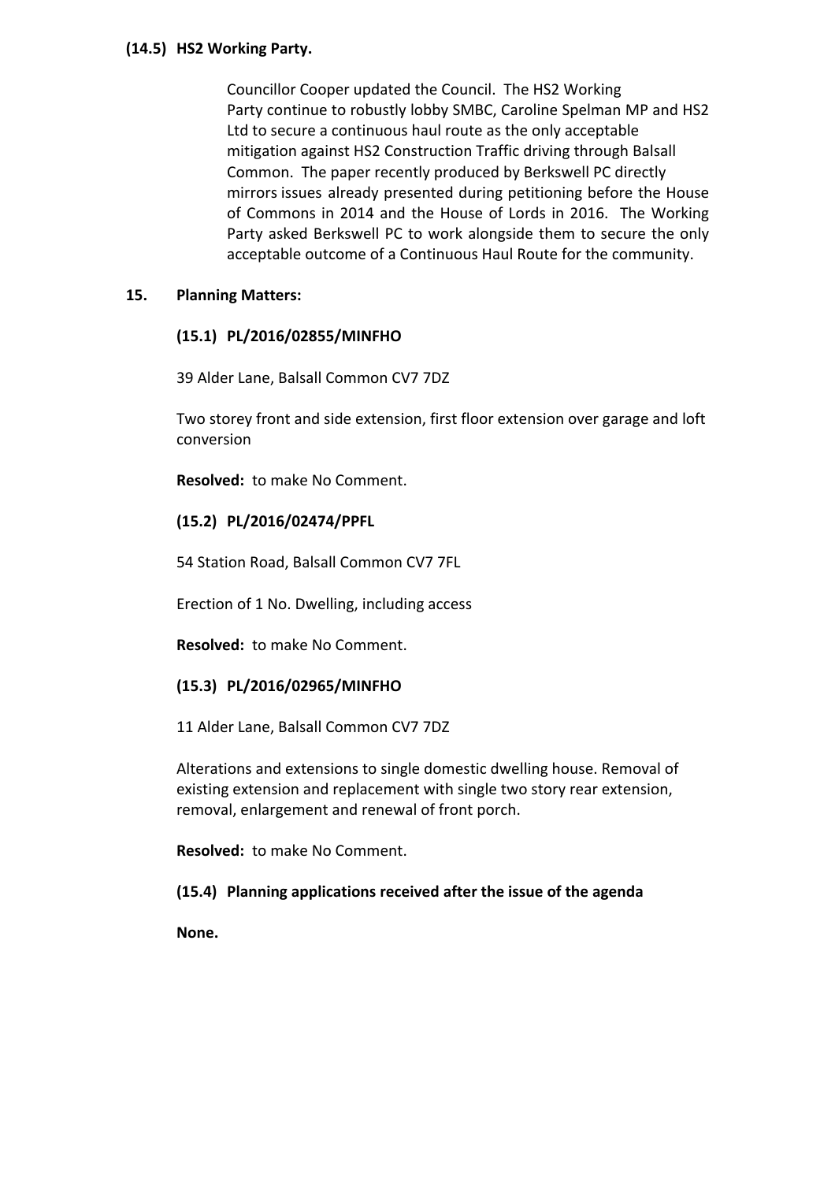**(14.5) HS2 Working Party.**

Councillor Cooper updated the Council. The HS2 Working Party continue to robustly lobby SMBC, Caroline Spelman MP and HS2 Ltd to secure a continuous haul route as the only acceptable mitigation against HS2 Construction Traffic driving through Balsall Common. The paper recently produced by Berkswell PC directly mirrors issues already presented during petitioning before the House of Commons in 2014 and the House of Lords in 2016. The Working Party asked Berkswell PC to work alongside them to secure the only acceptable outcome of a Continuous Haul Route for the community.

**15. Planning Matters:**

**(15.1) PL/2016/02855/MINFHO**

39 Alder Lane, Balsall Common CV7 7DZ

Two storey front and side extension, first floor extension over garage and loft conversion

**Resolved:** to make No Comment.

**(15.2) PL/2016/02474/PPFL**

54 Station Road, Balsall Common CV7 7FL

Erection of 1 No. Dwelling, including access

**Resolved:** to make No Comment.

**(15.3) PL/2016/02965/MINFHO**

11 Alder Lane, Balsall Common CV7 7DZ

Alterations and extensions to single domestic dwelling house. Removal of existing extension and replacement with single two story rear extension, removal, enlargement and renewal of front porch.

**Resolved:** to make No Comment.

**(15.4) Planning applications received after the issue of the agenda**

**None.**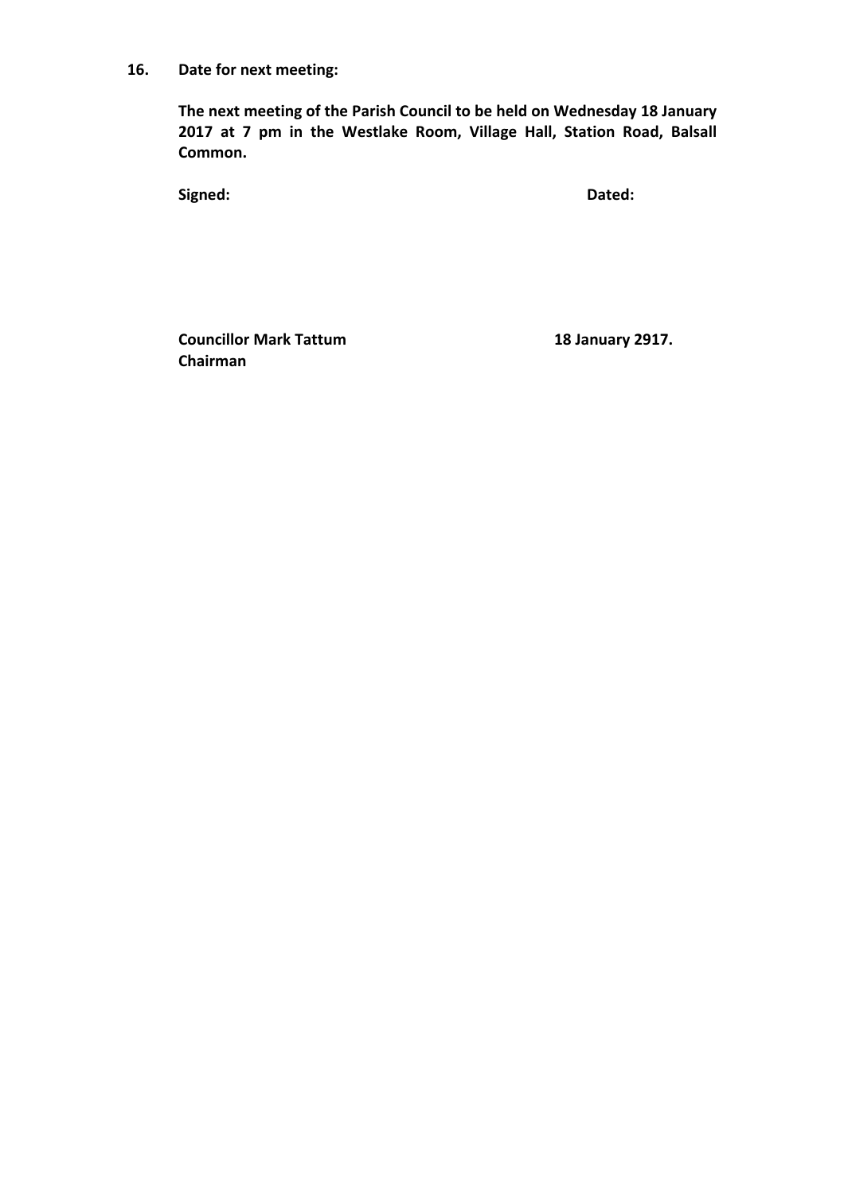**16. Date for next meeting:**

**The next meeting of the Parish Council to be held on Wednesday 18 January 2017 at 7 pm in the Westlake Room, Village Hall, Station Road, Balsall Common.**

**Signed:** **Dated:**

**Councillor Mark Tattum** **18 January 2917.**
**Chairman**